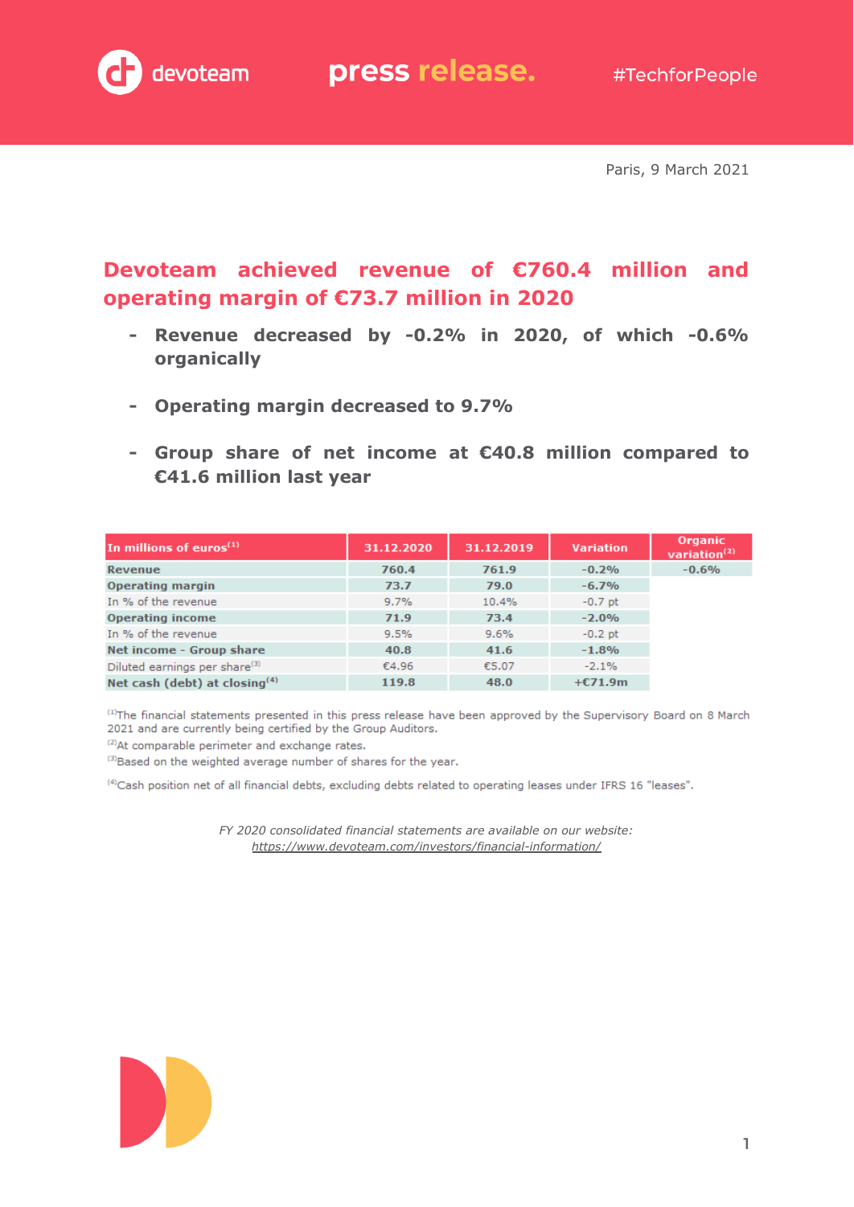press release.

#TechforPeople

Paris, 9 March 2021

# Devoteam achieved revenue of €760.4 million and operating margin of €73.7 million in 2020

- **Revenue decreased by -0.2% in 2020, of which -0.6% organically**
- **Operating margin decreased to 9.7%**
- **Group share of net income at €40.8 million compared to €41.6 million last year**

| In millions of euros[1] | 31.12.2020 | 31.12.2019 | Variation | Organic variation[2] |
|---|---|---|---|---|
| **Revenue** | **760.4** | **761.9** | **-0.2%** | **-0.6%** |
| **Operating margin** | **73.7** | **79.0** | **-6.7%** | |
| In % of the revenue | 9.7% | 10.4% | -0.7 pt | |
| **Operating income** | **71.9** | **73.4** | **-2.0%** | |
| In % of the revenue | 9.5% | 9.6% | -0.2 pt | |
| **Net income - Group share** | **40.8** | **41.6** | **-1.8%** | |
| Diluted earnings per share[3] | €4.96 | €5.07 | -2.1% | |
| **Net cash (debt) at closing[4]** | **119.8** | **48.0** | **+€71.9m** | |

[1]The financial statements presented in this press release have been approved by the Supervisory Board on 8 March 2021 and are currently being certified by the Group Auditors.
[2]At comparable perimeter and exchange rates.
[3]Based on the weighted average number of shares for the year.

[4]Cash position net of all financial debts, excluding debts related to operating leases under IFRS 16 "leases".

*FY 2020 consolidated financial statements are available on our website:*
*https://www.devoteam.com/investors/financial-information/*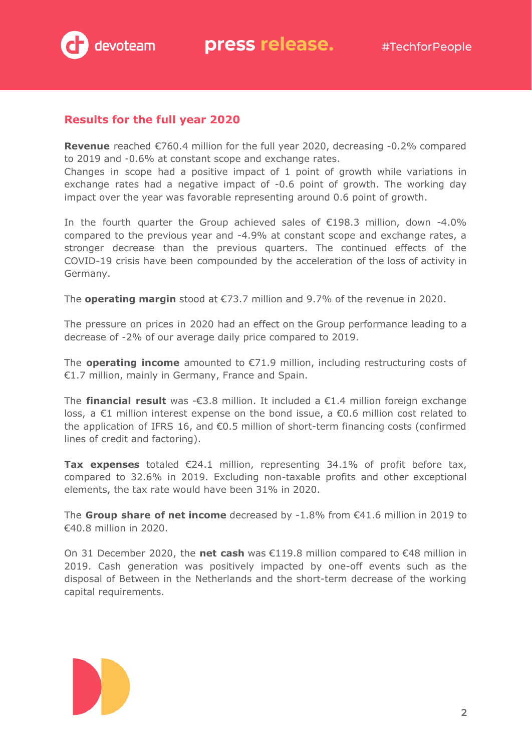## Results for the full year 2020

**Revenue** reached €760.4 million for the full year 2020, decreasing -0.2% compared to 2019 and -0.6% at constant scope and exchange rates.
Changes in scope had a positive impact of 1 point of growth while variations in exchange rates had a negative impact of -0.6 point of growth. The working day impact over the year was favorable representing around 0.6 point of growth.

In the fourth quarter the Group achieved sales of €198.3 million, down -4.0% compared to the previous year and -4.9% at constant scope and exchange rates, a stronger decrease than the previous quarters. The continued effects of the COVID-19 crisis have been compounded by the acceleration of the loss of activity in Germany.

The **operating margin** stood at €73.7 million and 9.7% of the revenue in 2020.

The pressure on prices in 2020 had an effect on the Group performance leading to a decrease of -2% of our average daily price compared to 2019.

The **operating income** amounted to €71.9 million, including restructuring costs of €1.7 million, mainly in Germany, France and Spain.

The **financial result** was -€3.8 million. It included a €1.4 million foreign exchange loss, a €1 million interest expense on the bond issue, a €0.6 million cost related to the application of IFRS 16, and €0.5 million of short-term financing costs (confirmed lines of credit and factoring).

**Tax expenses** totaled €24.1 million, representing 34.1% of profit before tax, compared to 32.6% in 2019. Excluding non-taxable profits and other exceptional elements, the tax rate would have been 31% in 2020.

The **Group share of net income** decreased by -1.8% from €41.6 million in 2019 to €40.8 million in 2020.

On 31 December 2020, the **net cash** was €119.8 million compared to €48 million in 2019. Cash generation was positively impacted by one-off events such as the disposal of Between in the Netherlands and the short-term decrease of the working capital requirements.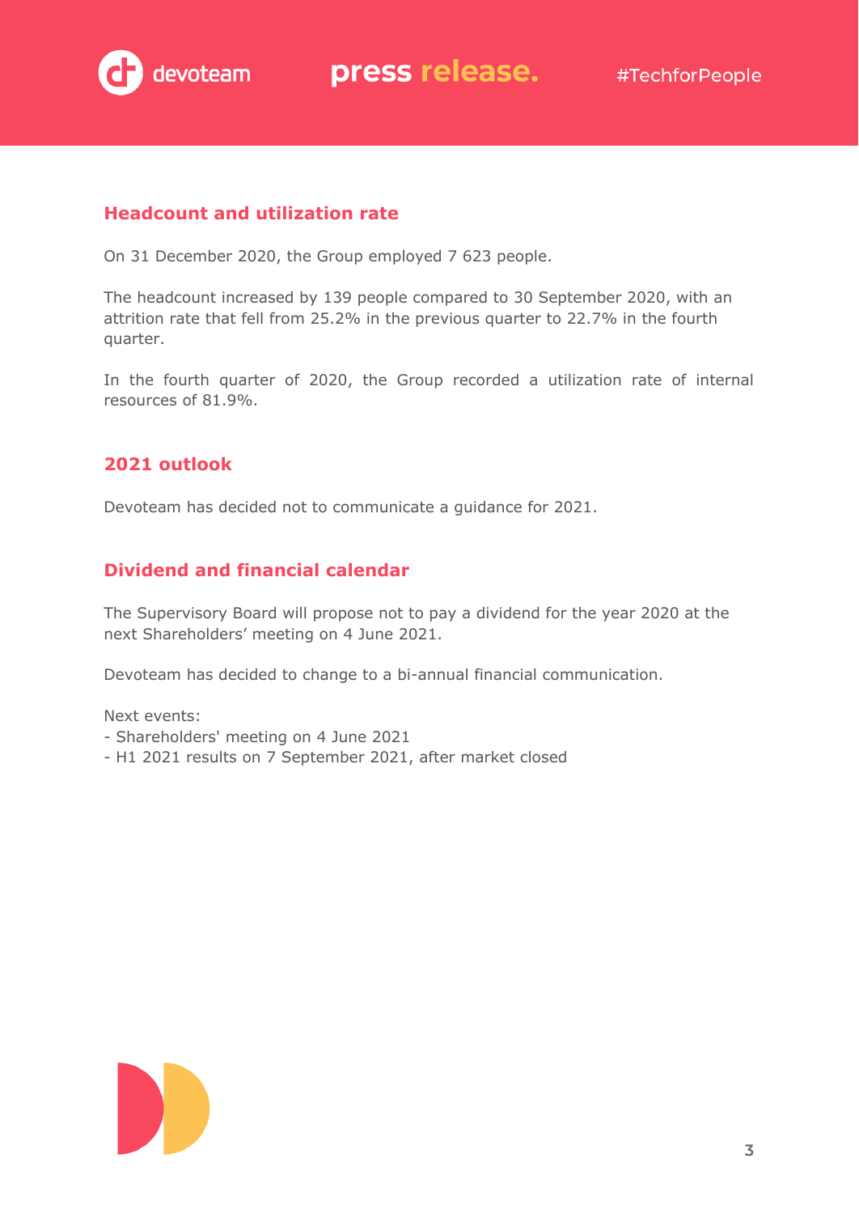## Headcount and utilization rate

On 31 December 2020, the Group employed 7 623 people.

The headcount increased by 139 people compared to 30 September 2020, with an attrition rate that fell from 25.2% in the previous quarter to 22.7% in the fourth quarter.

In the fourth quarter of 2020, the Group recorded a utilization rate of internal resources of 81.9%.

## 2021 outlook

Devoteam has decided not to communicate a guidance for 2021.

## Dividend and financial calendar

The Supervisory Board will propose not to pay a dividend for the year 2020 at the next Shareholders' meeting on 4 June 2021.

Devoteam has decided to change to a bi-annual financial communication.

Next events:
- Shareholders' meeting on 4 June 2021
- H1 2021 results on 7 September 2021, after market closed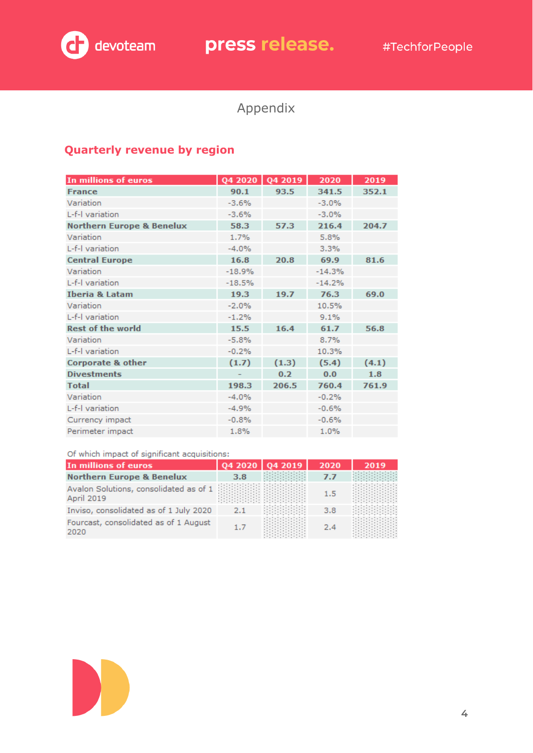Appendix

## Quarterly revenue by region

| In millions of euros | Q4 2020 | Q4 2019 | 2020 | 2019 |
|---|---|---|---|---|
| **France** | **90.1** | **93.5** | **341.5** | **352.1** |
| Variation | -3.6% | | -3.0% | |
| L-f-l variation | -3.6% | | -3.0% | |
| **Northern Europe & Benelux** | **58.3** | **57.3** | **216.4** | **204.7** |
| Variation | 1.7% | | 5.8% | |
| L-f-l variation | -4.0% | | 3.3% | |
| **Central Europe** | **16.8** | **20.8** | **69.9** | **81.6** |
| Variation | -18.9% | | -14.3% | |
| L-f-l variation | -18.5% | | -14.2% | |
| **Iberia & Latam** | **19.3** | **19.7** | **76.3** | **69.0** |
| Variation | -2.0% | | 10.5% | |
| L-f-l variation | -1.2% | | 9.1% | |
| **Rest of the world** | **15.5** | **16.4** | **61.7** | **56.8** |
| Variation | -5.8% | | 8.7% | |
| L-f-l variation | -0.2% | | 10.3% | |
| **Corporate & other** | **(1.7)** | **(1.3)** | **(5.4)** | **(4.1)** |
| **Divestments** | **-** | **0.2** | **0.0** | **1.8** |
| **Total** | **198.3** | **206.5** | **760.4** | **761.9** |
| Variation | -4.0% | | -0.2% | |
| L-f-l variation | -4.9% | | -0.6% | |
| Currency impact | -0.8% | | -0.6% | |
| Perimeter impact | 1.8% | | 1.0% | |

Of which impact of significant acquisitions:

| In millions of euros | Q4 2020 | Q4 2019 | 2020 | 2019 |
|---|---|---|---|---|
| **Northern Europe & Benelux** | **3.8** | | **7.7** | |
| Avalon Solutions, consolidated as of 1 April 2019 | | | 1.5 | |
| Inviso, consolidated as of 1 July 2020 | 2.1 | | 3.8 | |
| Fourcast, consolidated as of 1 August 2020 | 1.7 | | 2.4 | |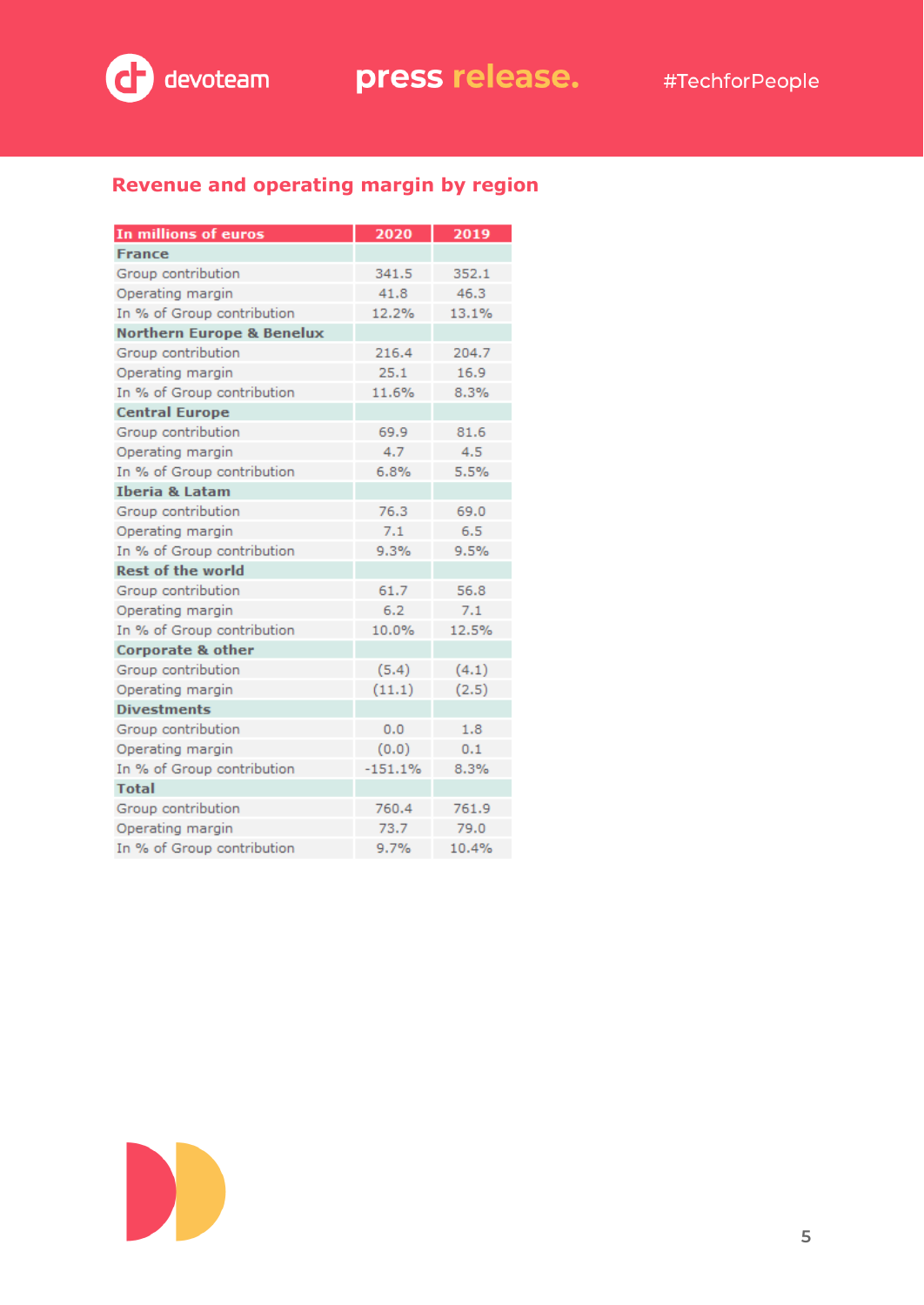## Revenue and operating margin by region

| In millions of euros | 2020 | 2019 |
|---|---|---|
| **France** | | |
| Group contribution | 341.5 | 352.1 |
| Operating margin | 41.8 | 46.3 |
| In % of Group contribution | 12.2% | 13.1% |
| **Northern Europe & Benelux** | | |
| Group contribution | 216.4 | 204.7 |
| Operating margin | 25.1 | 16.9 |
| In % of Group contribution | 11.6% | 8.3% |
| **Central Europe** | | |
| Group contribution | 69.9 | 81.6 |
| Operating margin | 4.7 | 4.5 |
| In % of Group contribution | 6.8% | 5.5% |
| **Iberia & Latam** | | |
| Group contribution | 76.3 | 69.0 |
| Operating margin | 7.1 | 6.5 |
| In % of Group contribution | 9.3% | 9.5% |
| **Rest of the world** | | |
| Group contribution | 61.7 | 56.8 |
| Operating margin | 6.2 | 7.1 |
| In % of Group contribution | 10.0% | 12.5% |
| **Corporate & other** | | |
| Group contribution | (5.4) | (4.1) |
| Operating margin | (11.1) | (2.5) |
| **Divestments** | | |
| Group contribution | 0.0 | 1.8 |
| Operating margin | (0.0) | 0.1 |
| In % of Group contribution | -151.1% | 8.3% |
| **Total** | | |
| Group contribution | 760.4 | 761.9 |
| Operating margin | 73.7 | 79.0 |
| In % of Group contribution | 9.7% | 10.4% |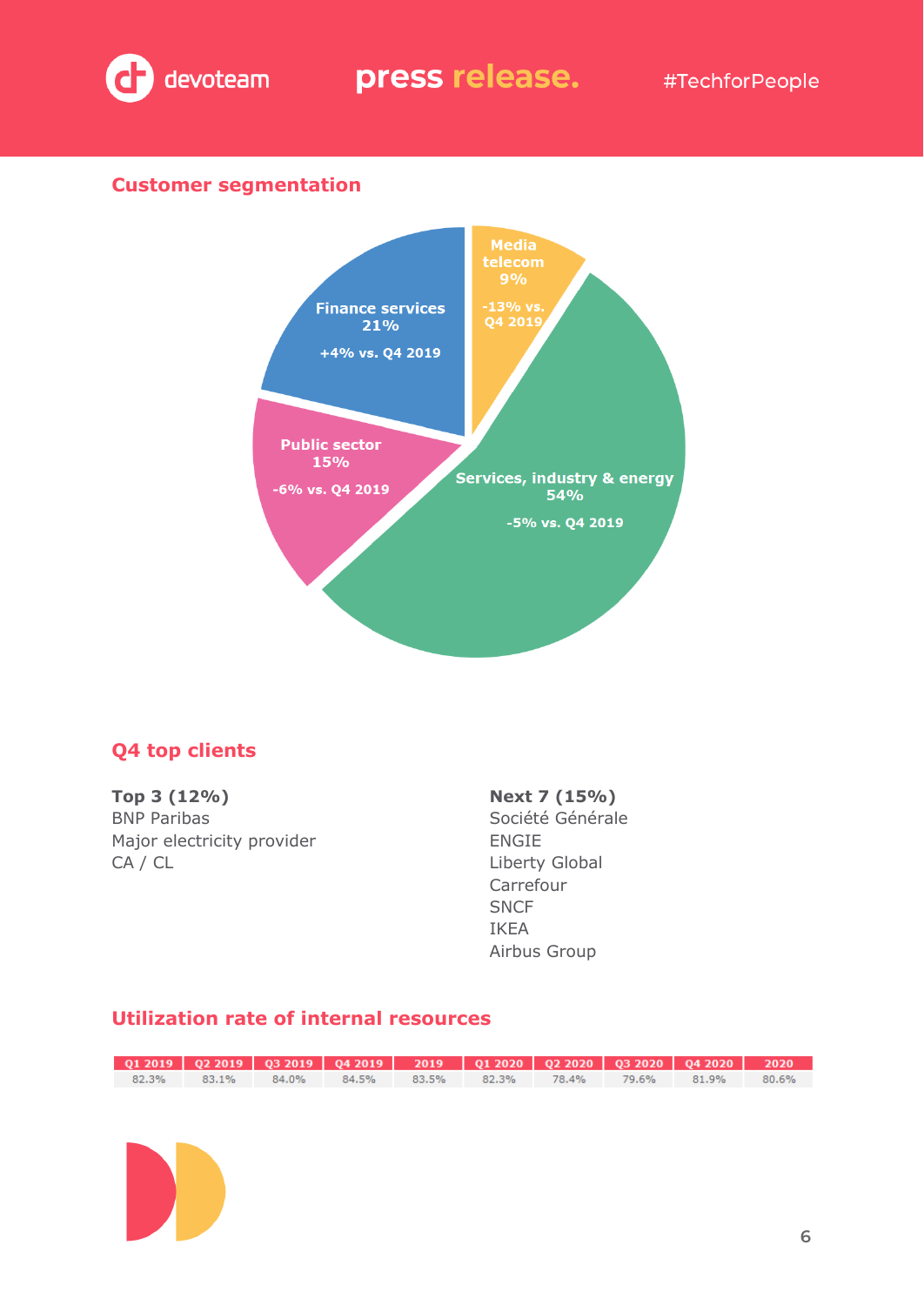## Customer segmentation

- Finance services 21% — +4% vs. Q4 2019
- Media telecom 9% — -13% vs. Q4 2019
- Services, industry & energy 54% — -5% vs. Q4 2019
- Public sector 15% — -6% vs. Q4 2019

## Q4 top clients

**Top 3 (12%)**
BNP Paribas
Major electricity provider
CA / CL

**Next 7 (15%)**
Société Générale
ENGIE
Liberty Global
Carrefour
SNCF
IKEA
Airbus Group

## Utilization rate of internal resources

| Q1 2019 | Q2 2019 | Q3 2019 | Q4 2019 | 2019 | Q1 2020 | Q2 2020 | Q3 2020 | Q4 2020 | 2020 |
|---|---|---|---|---|---|---|---|---|---|
| 82.3% | 83.1% | 84.0% | 84.5% | 83.5% | 82.3% | 78.4% | 79.6% | 81.9% | 80.6% |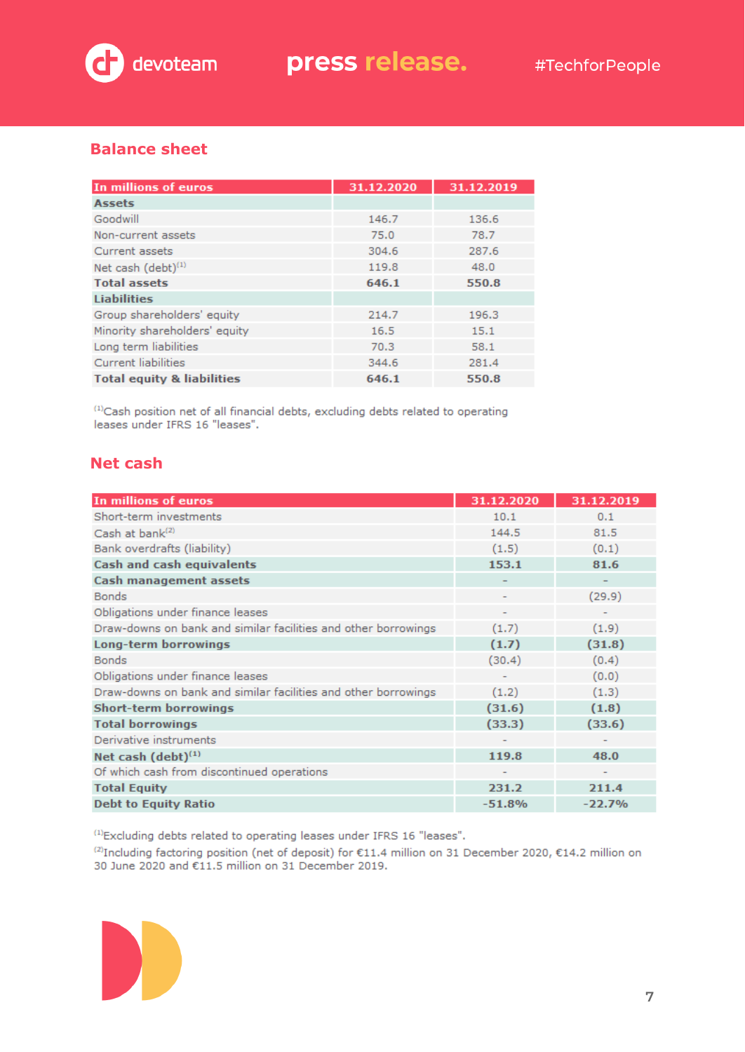## Balance sheet

| In millions of euros | 31.12.2020 | 31.12.2019 |
|---|---|---|
| **Assets** | | |
| Goodwill | 146.7 | 136.6 |
| Non-current assets | 75.0 | 78.7 |
| Current assets | 304.6 | 287.6 |
| Net cash (debt)[1] | 119.8 | 48.0 |
| **Total assets** | **646.1** | **550.8** |
| **Liabilities** | | |
| Group shareholders' equity | 214.7 | 196.3 |
| Minority shareholders' equity | 16.5 | 15.1 |
| Long term liabilities | 70.3 | 58.1 |
| Current liabilities | 344.6 | 281.4 |
| **Total equity & liabilities** | **646.1** | **550.8** |

[1]Cash position net of all financial debts, excluding debts related to operating leases under IFRS 16 "leases".

## Net cash

| In millions of euros | 31.12.2020 | 31.12.2019 |
|---|---|---|
| Short-term investments | 10.1 | 0.1 |
| Cash at bank[2] | 144.5 | 81.5 |
| Bank overdrafts (liability) | (1.5) | (0.1) |
| **Cash and cash equivalents** | **153.1** | **81.6** |
| **Cash management assets** | - | - |
| Bonds | - | (29.9) |
| Obligations under finance leases | - | - |
| Draw-downs on bank and similar facilities and other borrowings | (1.7) | (1.9) |
| **Long-term borrowings** | **(1.7)** | **(31.8)** |
| Bonds | (30.4) | (0.4) |
| Obligations under finance leases | - | (0.0) |
| Draw-downs on bank and similar facilities and other borrowings | (1.2) | (1.3) |
| **Short-term borrowings** | **(31.6)** | **(1.8)** |
| **Total borrowings** | **(33.3)** | **(33.6)** |
| Derivative instruments | - | - |
| **Net cash (debt)[1]** | **119.8** | **48.0** |
| Of which cash from discontinued operations | - | - |
| **Total Equity** | **231.2** | **211.4** |
| **Debt to Equity Ratio** | **-51.8%** | **-22.7%** |

[1]Excluding debts related to operating leases under IFRS 16 "leases".

[2]Including factoring position (net of deposit) for €11.4 million on 31 December 2020, €14.2 million on 30 June 2020 and €11.5 million on 31 December 2019.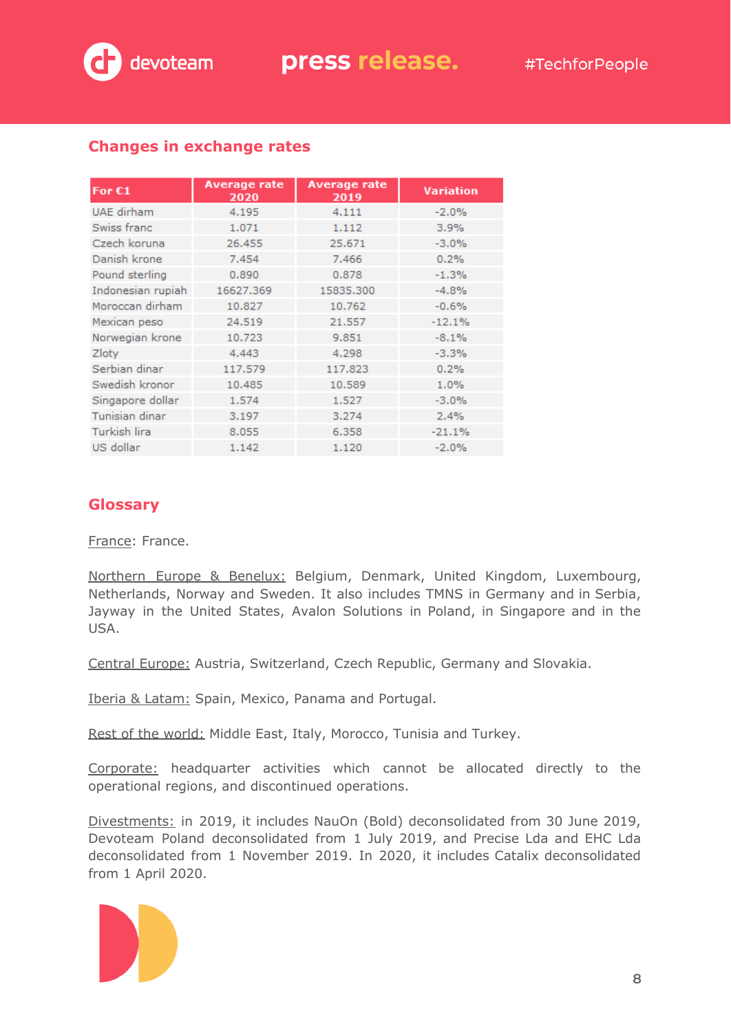## Changes in exchange rates

| For €1 | Average rate 2020 | Average rate 2019 | Variation |
|---|---|---|---|
| UAE dirham | 4.195 | 4.111 | -2.0% |
| Swiss franc | 1.071 | 1.112 | 3.9% |
| Czech koruna | 26.455 | 25.671 | -3.0% |
| Danish krone | 7.454 | 7.466 | 0.2% |
| Pound sterling | 0.890 | 0.878 | -1.3% |
| Indonesian rupiah | 16627.369 | 15835.300 | -4.8% |
| Moroccan dirham | 10.827 | 10.762 | -0.6% |
| Mexican peso | 24.519 | 21.557 | -12.1% |
| Norwegian krone | 10.723 | 9.851 | -8.1% |
| Zloty | 4.443 | 4.298 | -3.3% |
| Serbian dinar | 117.579 | 117.823 | 0.2% |
| Swedish kronor | 10.485 | 10.589 | 1.0% |
| Singapore dollar | 1.574 | 1.527 | -3.0% |
| Tunisian dinar | 3.197 | 3.274 | 2.4% |
| Turkish lira | 8.055 | 6.358 | -21.1% |
| US dollar | 1.142 | 1.120 | -2.0% |

## Glossary

France: France.

Northern Europe & Benelux: Belgium, Denmark, United Kingdom, Luxembourg, Netherlands, Norway and Sweden. It also includes TMNS in Germany and in Serbia, Jayway in the United States, Avalon Solutions in Poland, in Singapore and in the USA.

Central Europe: Austria, Switzerland, Czech Republic, Germany and Slovakia.

Iberia & Latam: Spain, Mexico, Panama and Portugal.

Rest of the world: Middle East, Italy, Morocco, Tunisia and Turkey.

Corporate: headquarter activities which cannot be allocated directly to the operational regions, and discontinued operations.

Divestments: in 2019, it includes NauOn (Bold) deconsolidated from 30 June 2019, Devoteam Poland deconsolidated from 1 July 2019, and Precise Lda and EHC Lda deconsolidated from 1 November 2019. In 2020, it includes Catalix deconsolidated from 1 April 2020.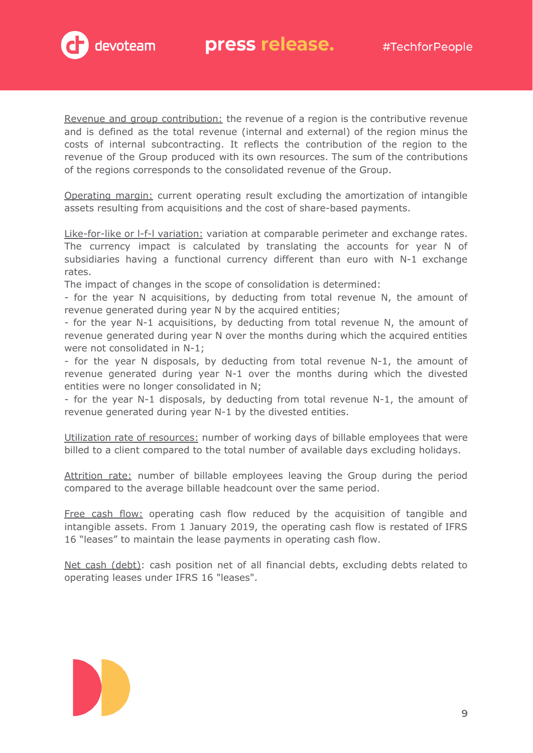Revenue and group contribution: the revenue of a region is the contributive revenue and is defined as the total revenue (internal and external) of the region minus the costs of internal subcontracting. It reflects the contribution of the region to the revenue of the Group produced with its own resources. The sum of the contributions of the regions corresponds to the consolidated revenue of the Group.

Operating margin: current operating result excluding the amortization of intangible assets resulting from acquisitions and the cost of share-based payments.

Like-for-like or l-f-l variation: variation at comparable perimeter and exchange rates. The currency impact is calculated by translating the accounts for year N of subsidiaries having a functional currency different than euro with N-1 exchange rates.

The impact of changes in the scope of consolidation is determined:

- for the year N acquisitions, by deducting from total revenue N, the amount of revenue generated during year N by the acquired entities;
- for the year N-1 acquisitions, by deducting from total revenue N, the amount of revenue generated during year N over the months during which the acquired entities were not consolidated in N-1;
- for the year N disposals, by deducting from total revenue N-1, the amount of revenue generated during year N-1 over the months during which the divested entities were no longer consolidated in N;
- for the year N-1 disposals, by deducting from total revenue N-1, the amount of revenue generated during year N-1 by the divested entities.

Utilization rate of resources: number of working days of billable employees that were billed to a client compared to the total number of available days excluding holidays.

Attrition rate: number of billable employees leaving the Group during the period compared to the average billable headcount over the same period.

Free cash flow: operating cash flow reduced by the acquisition of tangible and intangible assets. From 1 January 2019, the operating cash flow is restated of IFRS 16 “leases” to maintain the lease payments in operating cash flow.

Net cash (debt): cash position net of all financial debts, excluding debts related to operating leases under IFRS 16 "leases".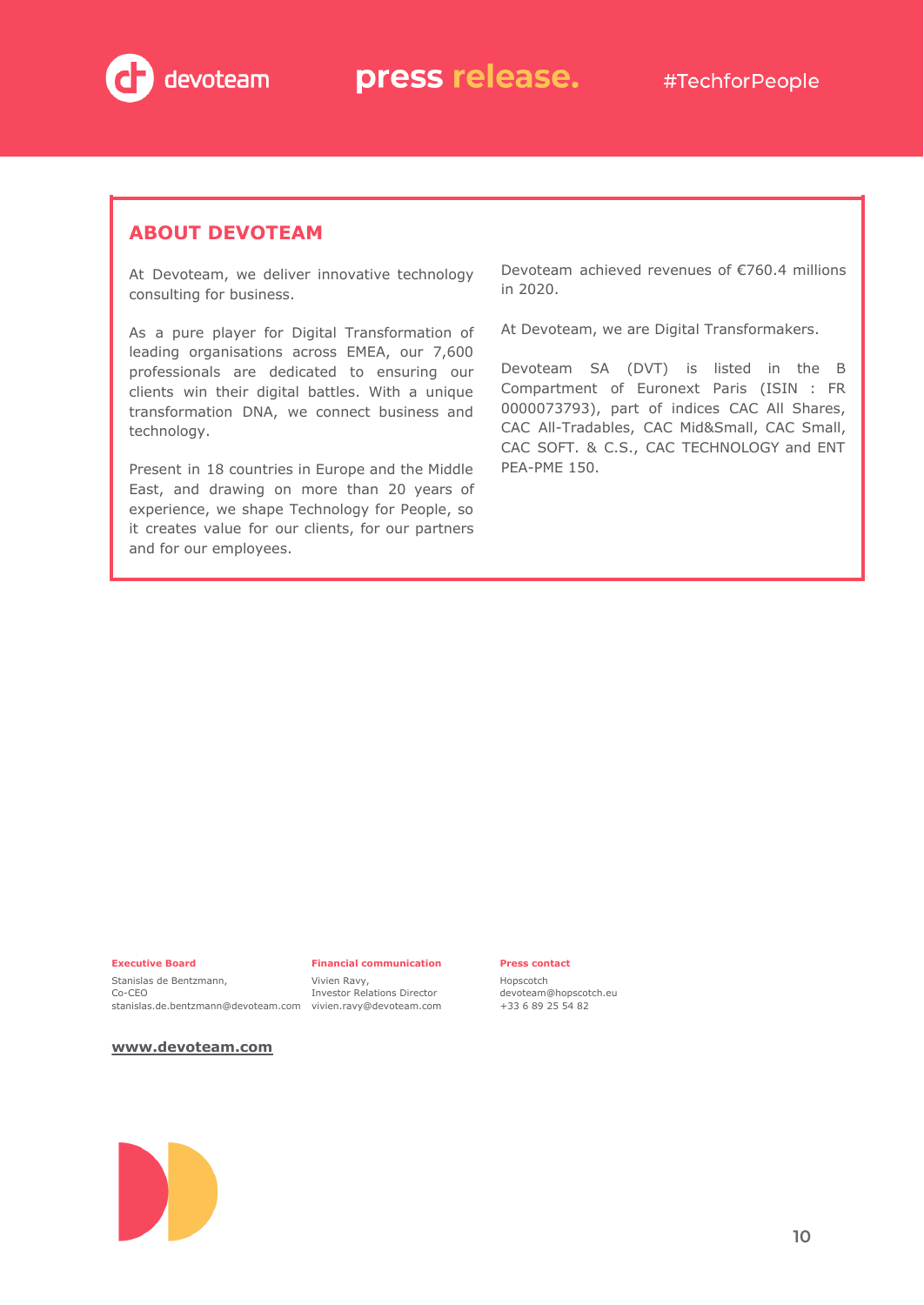## ABOUT DEVOTEAM

At Devoteam, we deliver innovative technology consulting for business.

As a pure player for Digital Transformation of leading organisations across EMEA, our 7,600 professionals are dedicated to ensuring our clients win their digital battles. With a unique transformation DNA, we connect business and technology.

Present in 18 countries in Europe and the Middle East, and drawing on more than 20 years of experience, we shape Technology for People, so it creates value for our clients, for our partners and for our employees.

Devoteam achieved revenues of €760.4 millions in 2020.

At Devoteam, we are Digital Transformakers.

Devoteam SA (DVT) is listed in the B Compartment of Euronext Paris (ISIN : FR 0000073793), part of indices CAC All Shares, CAC All-Tradables, CAC Mid&Small, CAC Small, CAC SOFT. & C.S., CAC TECHNOLOGY and ENT PEA-PME 150.

**Executive Board**
Stanislas de Bentzmann,
Co-CEO
stanislas.de.bentzmann@devoteam.com

**Financial communication**
Vivien Ravy,
Investor Relations Director
vivien.ravy@devoteam.com

**Press contact**
Hopscotch
devoteam@hopscotch.eu
+33 6 89 25 54 82

**www.devoteam.com**